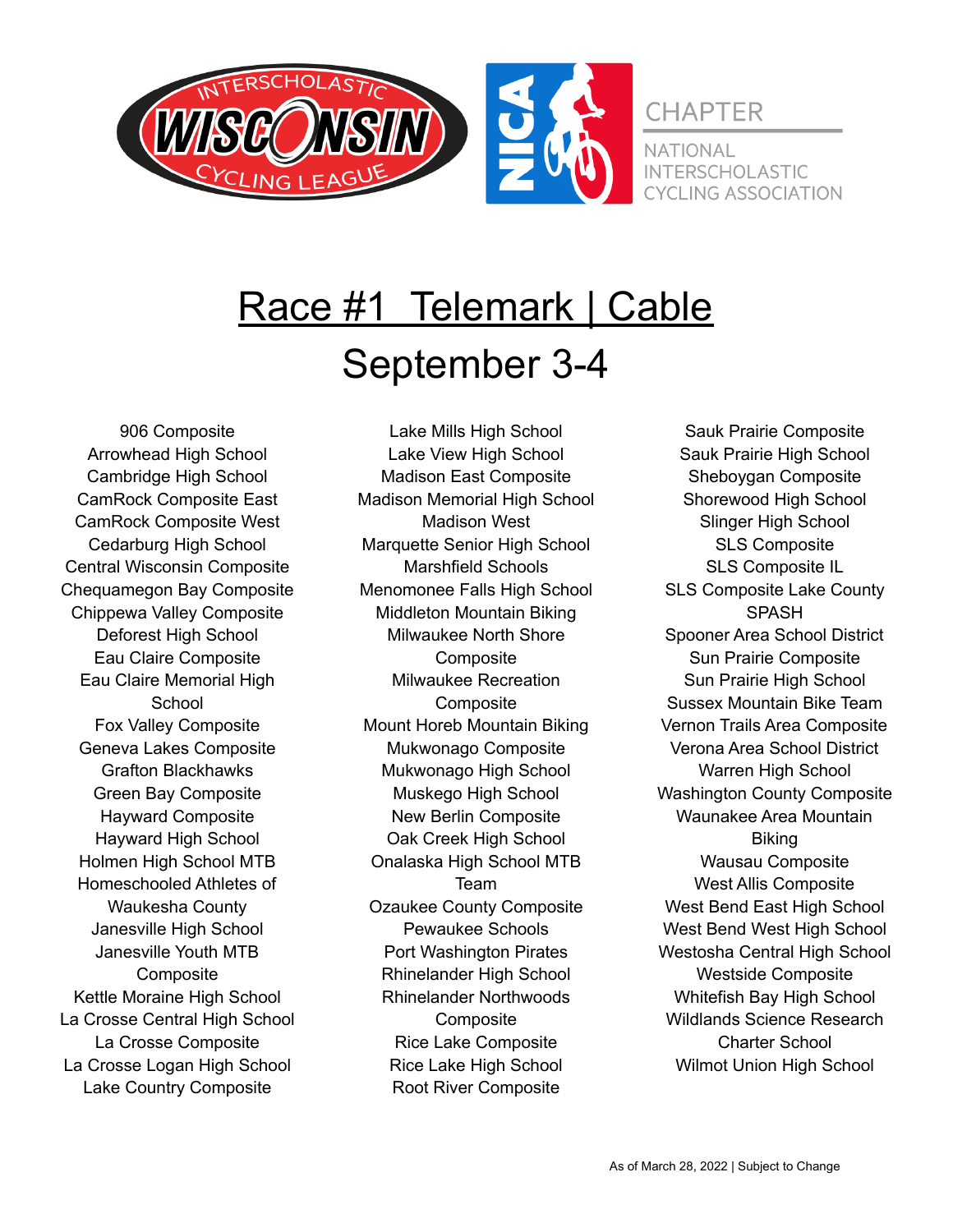INTERSCHOLASTIC WISCONSIN CYCLING LEAGUE

NICA CHAPTER

NATIONAL INTERSCHOLASTIC CYCLING ASSOCIATION

# Race #1 Telemark | Cable

## September 3-4

906 Composite
Arrowhead High School
Cambridge High School
CamRock Composite East
CamRock Composite West
Cedarburg High School
Central Wisconsin Composite
Chequamegon Bay Composite
Chippewa Valley Composite
Deforest High School
Eau Claire Composite
Eau Claire Memorial High School
Fox Valley Composite
Geneva Lakes Composite
Grafton Blackhawks
Green Bay Composite
Hayward Composite
Hayward High School
Holmen High School MTB
Homeschooled Athletes of Waukesha County
Janesville High School
Janesville Youth MTB Composite
Kettle Moraine High School
La Crosse Central High School
La Crosse Composite
La Crosse Logan High School
Lake Country Composite
Lake Mills High School
Lake View High School
Madison East Composite
Madison Memorial High School
Madison West
Marquette Senior High School
Marshfield Schools
Menomonee Falls High School
Middleton Mountain Biking
Milwaukee North Shore Composite
Milwaukee Recreation Composite
Mount Horeb Mountain Biking
Mukwonago Composite
Mukwonago High School
Muskego High School
New Berlin Composite
Oak Creek High School
Onalaska High School MTB Team
Ozaukee County Composite
Pewaukee Schools
Port Washington Pirates
Rhinelander High School
Rhinelander Northwoods Composite
Rice Lake Composite
Rice Lake High School
Root River Composite
Sauk Prairie Composite
Sauk Prairie High School
Sheboygan Composite
Shorewood High School
Slinger High School
SLS Composite
SLS Composite IL
SLS Composite Lake County
SPASH
Spooner Area School District
Sun Prairie Composite
Sun Prairie High School
Sussex Mountain Bike Team
Vernon Trails Area Composite
Verona Area School District
Warren High School
Washington County Composite
Waunakee Area Mountain Biking
Wausau Composite
West Allis Composite
West Bend East High School
West Bend West High School
Westosha Central High School
Westside Composite
Whitefish Bay High School
Wildlands Science Research Charter School
Wilmot Union High School

As of March 28, 2022 | Subject to Change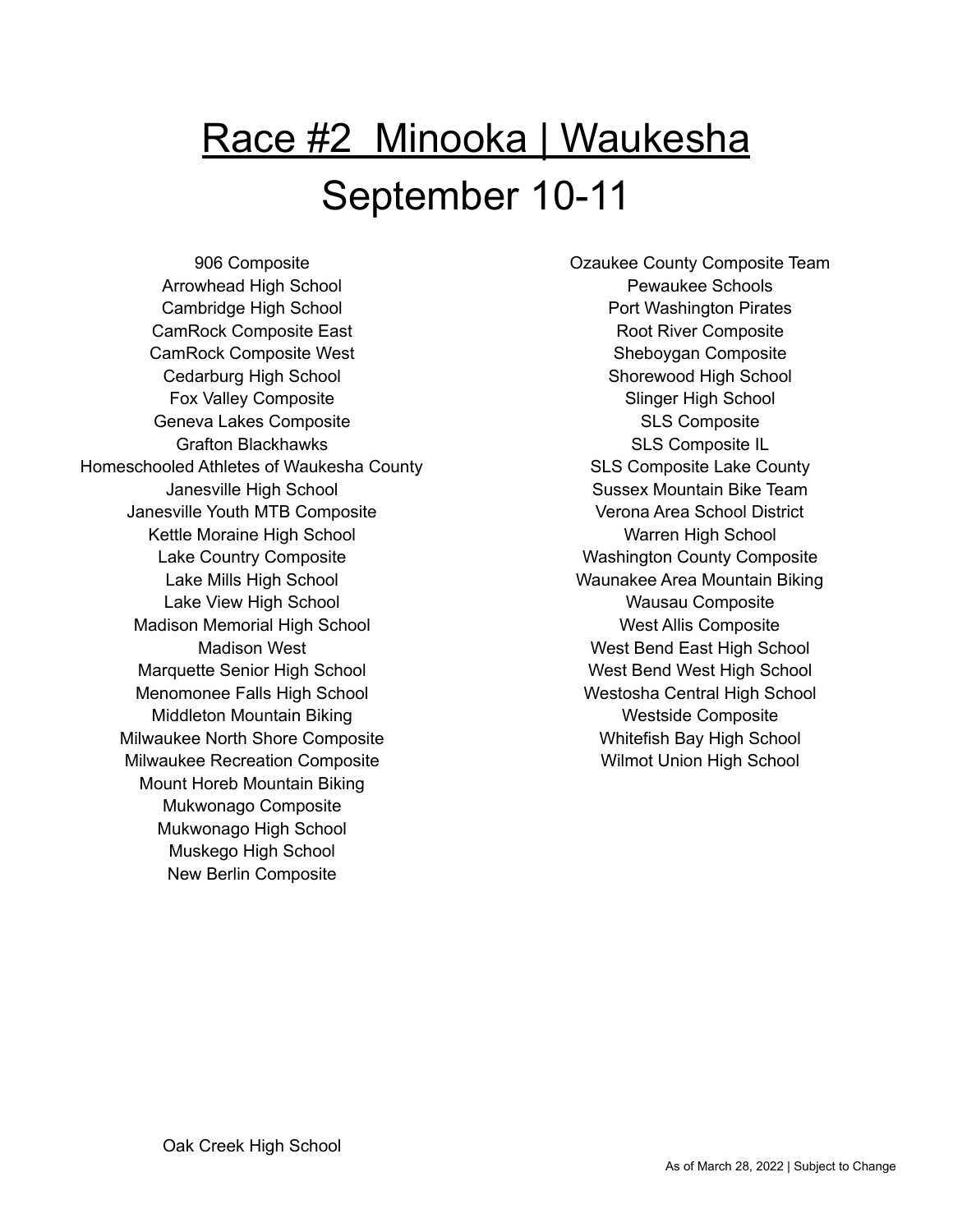# Race #2  Minooka | Waukesha

# September 10-11

906 Composite
Arrowhead High School
Cambridge High School
CamRock Composite East
CamRock Composite West
Cedarburg High School
Fox Valley Composite
Geneva Lakes Composite
Grafton Blackhawks
Homeschooled Athletes of Waukesha County
Janesville High School
Janesville Youth MTB Composite
Kettle Moraine High School
Lake Country Composite
Lake Mills High School
Lake View High School
Madison Memorial High School
Madison West
Marquette Senior High School
Menomonee Falls High School
Middleton Mountain Biking
Milwaukee North Shore Composite
Milwaukee Recreation Composite
Mount Horeb Mountain Biking
Mukwonago Composite
Mukwonago High School
Muskego High School
New Berlin Composite
Ozaukee County Composite Team
Pewaukee Schools
Port Washington Pirates
Root River Composite
Sheboygan Composite
Shorewood High School
Slinger High School
SLS Composite
SLS Composite IL
SLS Composite Lake County
Sussex Mountain Bike Team
Verona Area School District
Warren High School
Washington County Composite
Waunakee Area Mountain Biking
Wausau Composite
West Allis Composite
West Bend East High School
West Bend West High School
Westosha Central High School
Westside Composite
Whitefish Bay High School
Wilmot Union High School

Oak Creek High School

As of March 28, 2022 | Subject to Change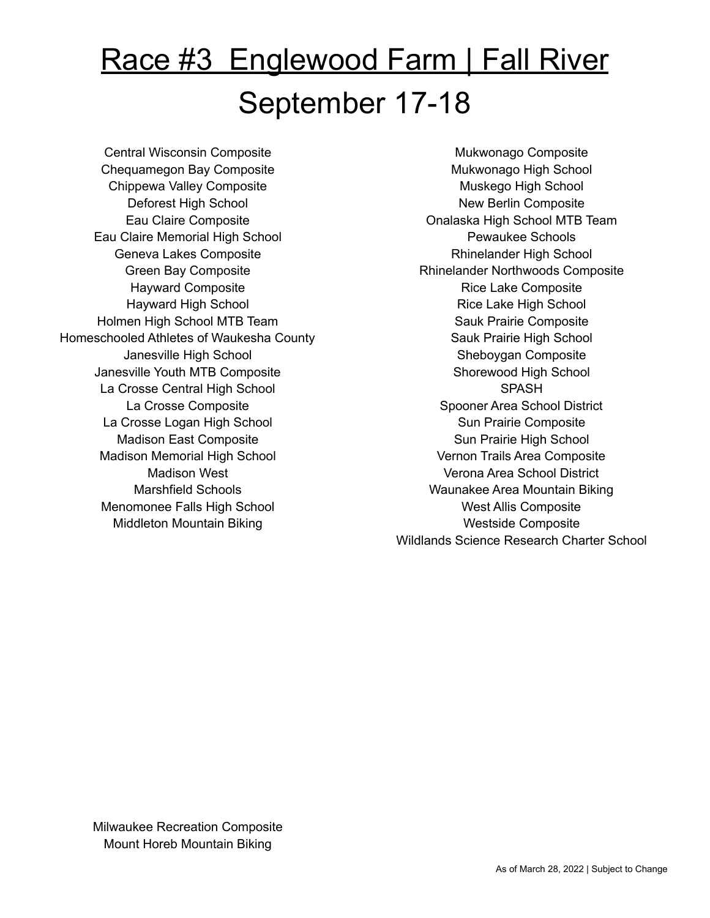# Race #3 Englewood Farm | Fall River

## September 17-18

Central Wisconsin Composite
Chequamegon Bay Composite
Chippewa Valley Composite
Deforest High School
Eau Claire Composite
Eau Claire Memorial High School
Geneva Lakes Composite
Green Bay Composite
Hayward Composite
Hayward High School
Holmen High School MTB Team
Homeschooled Athletes of Waukesha County
Janesville High School
Janesville Youth MTB Composite
La Crosse Central High School
La Crosse Composite
La Crosse Logan High School
Madison East Composite
Madison Memorial High School
Madison West
Marshfield Schools
Menomonee Falls High School
Middleton Mountain Biking
Mukwonago Composite
Mukwonago High School
Muskego High School
New Berlin Composite
Onalaska High School MTB Team
Pewaukee Schools
Rhinelander High School
Rhinelander Northwoods Composite
Rice Lake Composite
Rice Lake High School
Sauk Prairie Composite
Sauk Prairie High School
Sheboygan Composite
Shorewood High School
SPASH
Spooner Area School District
Sun Prairie Composite
Sun Prairie High School
Vernon Trails Area Composite
Verona Area School District
Waunakee Area Mountain Biking
West Allis Composite
Westside Composite
Wildlands Science Research Charter School

Milwaukee Recreation Composite
Mount Horeb Mountain Biking

As of March 28, 2022 | Subject to Change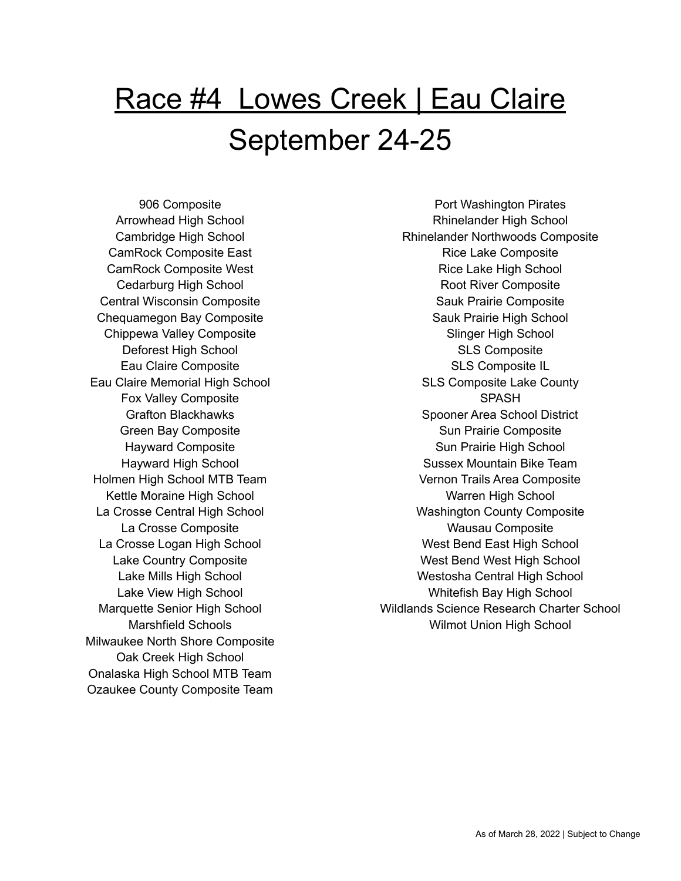# Race #4  Lowes Creek | Eau Claire

## September 24-25

906 Composite
Arrowhead High School
Cambridge High School
CamRock Composite East
CamRock Composite West
Cedarburg High School
Central Wisconsin Composite
Chequamegon Bay Composite
Chippewa Valley Composite
Deforest High School
Eau Claire Composite
Eau Claire Memorial High School
Fox Valley Composite
Grafton Blackhawks
Green Bay Composite
Hayward Composite
Hayward High School
Holmen High School MTB Team
Kettle Moraine High School
La Crosse Central High School
La Crosse Composite
La Crosse Logan High School
Lake Country Composite
Lake Mills High School
Lake View High School
Marquette Senior High School
Marshfield Schools
Milwaukee North Shore Composite
Oak Creek High School
Onalaska High School MTB Team
Ozaukee County Composite Team
Port Washington Pirates
Rhinelander High School
Rhinelander Northwoods Composite
Rice Lake Composite
Rice Lake High School
Root River Composite
Sauk Prairie Composite
Sauk Prairie High School
Slinger High School
SLS Composite
SLS Composite IL
SLS Composite Lake County
SPASH
Spooner Area School District
Sun Prairie Composite
Sun Prairie High School
Sussex Mountain Bike Team
Vernon Trails Area Composite
Warren High School
Washington County Composite
Wausau Composite
West Bend East High School
West Bend West High School
Westosha Central High School
Whitefish Bay High School
Wildlands Science Research Charter School
Wilmot Union High School

As of March 28, 2022 | Subject to Change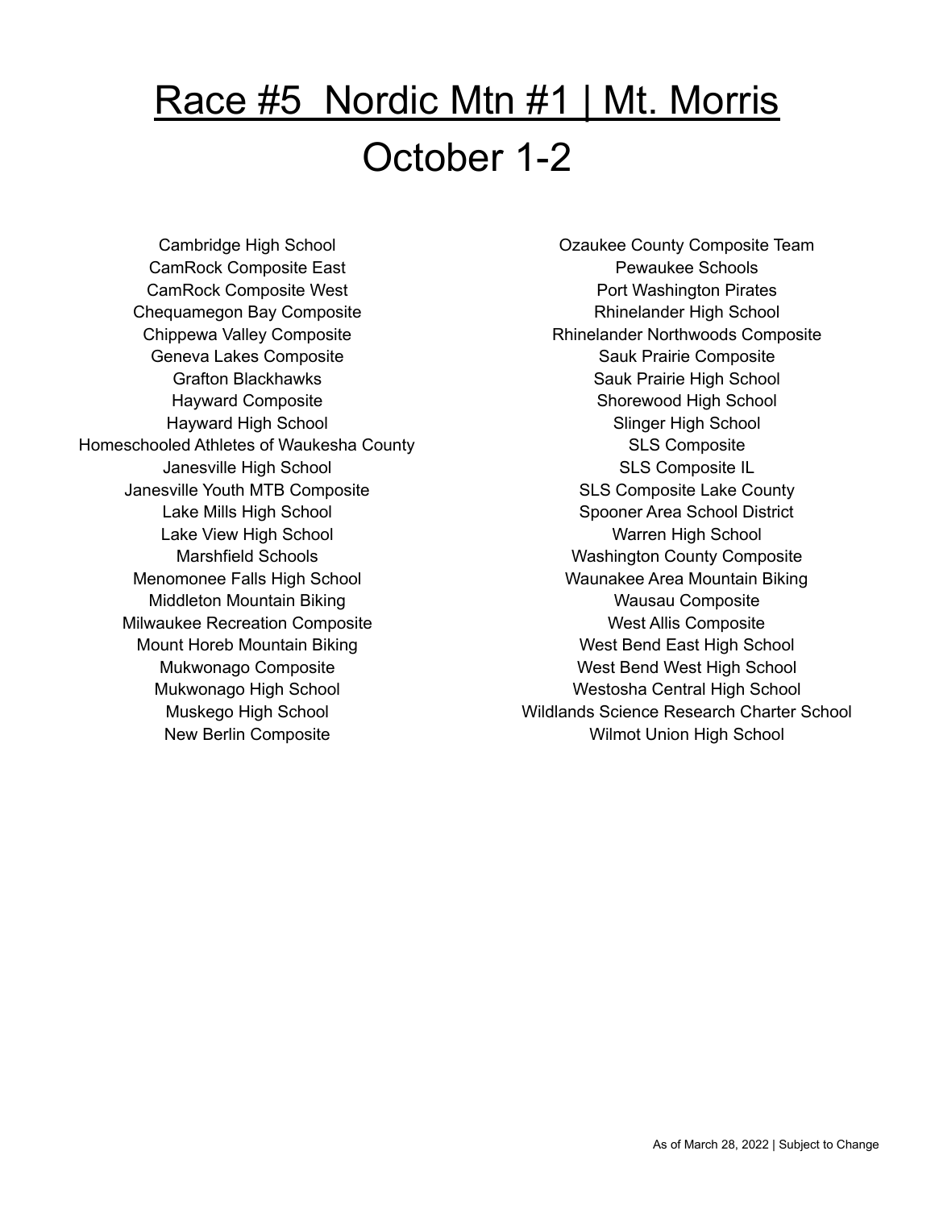# Race #5 Nordic Mtn #1 | Mt. Morris

## October 1-2

Cambridge High School
CamRock Composite East
CamRock Composite West
Chequamegon Bay Composite
Chippewa Valley Composite
Geneva Lakes Composite
Grafton Blackhawks
Hayward Composite
Hayward High School
Homeschooled Athletes of Waukesha County
Janesville High School
Janesville Youth MTB Composite
Lake Mills High School
Lake View High School
Marshfield Schools
Menomonee Falls High School
Middleton Mountain Biking
Milwaukee Recreation Composite
Mount Horeb Mountain Biking
Mukwonago Composite
Mukwonago High School
Muskego High School
New Berlin Composite
Ozaukee County Composite Team
Pewaukee Schools
Port Washington Pirates
Rhinelander High School
Rhinelander Northwoods Composite
Sauk Prairie Composite
Sauk Prairie High School
Shorewood High School
Slinger High School
SLS Composite
SLS Composite IL
SLS Composite Lake County
Spooner Area School District
Warren High School
Washington County Composite
Waunakee Area Mountain Biking
Wausau Composite
West Allis Composite
West Bend East High School
West Bend West High School
Westosha Central High School
Wildlands Science Research Charter School
Wilmot Union High School

As of March 28, 2022 | Subject to Change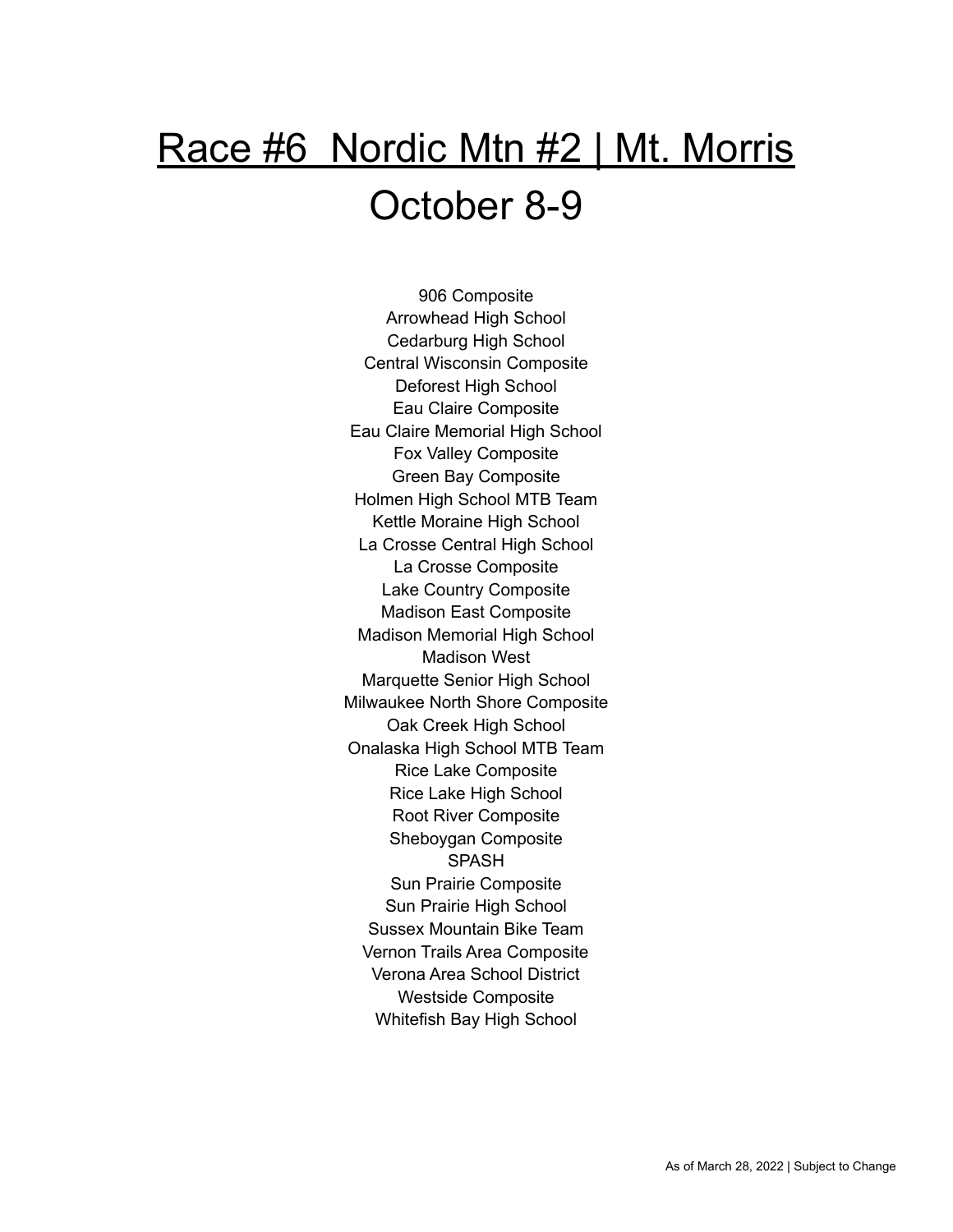# Race #6  Nordic Mtn #2 | Mt. Morris

# October 8-9

906 Composite
Arrowhead High School
Cedarburg High School
Central Wisconsin Composite
Deforest High School
Eau Claire Composite
Eau Claire Memorial High School
Fox Valley Composite
Green Bay Composite
Holmen High School MTB Team
Kettle Moraine High School
La Crosse Central High School
La Crosse Composite
Lake Country Composite
Madison East Composite
Madison Memorial High School
Madison West
Marquette Senior High School
Milwaukee North Shore Composite
Oak Creek High School
Onalaska High School MTB Team
Rice Lake Composite
Rice Lake High School
Root River Composite
Sheboygan Composite
SPASH
Sun Prairie Composite
Sun Prairie High School
Sussex Mountain Bike Team
Vernon Trails Area Composite
Verona Area School District
Westside Composite
Whitefish Bay High School

As of March 28, 2022 | Subject to Change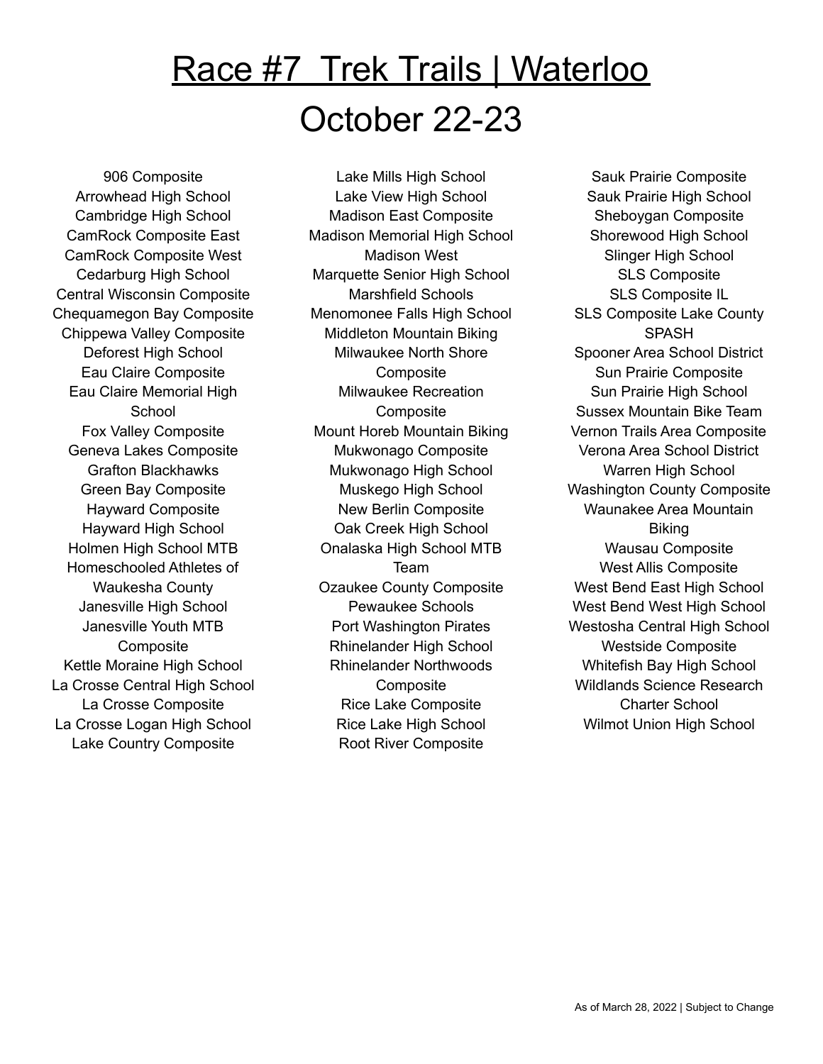# Race #7 Trek Trails | Waterloo

# October 22-23

906 Composite
Arrowhead High School
Cambridge High School
CamRock Composite East
CamRock Composite West
Cedarburg High School
Central Wisconsin Composite
Chequamegon Bay Composite
Chippewa Valley Composite
Deforest High School
Eau Claire Composite
Eau Claire Memorial High School
Fox Valley Composite
Geneva Lakes Composite
Grafton Blackhawks
Green Bay Composite
Hayward Composite
Hayward High School
Holmen High School MTB
Homeschooled Athletes of Waukesha County
Janesville High School
Janesville Youth MTB Composite
Kettle Moraine High School
La Crosse Central High School
La Crosse Composite
La Crosse Logan High School
Lake Country Composite
Lake Mills High School
Lake View High School
Madison East Composite
Madison Memorial High School
Madison West
Marquette Senior High School
Marshfield Schools
Menomonee Falls High School
Middleton Mountain Biking
Milwaukee North Shore Composite
Milwaukee Recreation Composite
Mount Horeb Mountain Biking
Mukwonago Composite
Mukwonago High School
Muskego High School
New Berlin Composite
Oak Creek High School
Onalaska High School MTB Team
Ozaukee County Composite
Pewaukee Schools
Port Washington Pirates
Rhinelander High School
Rhinelander Northwoods Composite
Rice Lake Composite
Rice Lake High School
Root River Composite
Sauk Prairie Composite
Sauk Prairie High School
Sheboygan Composite
Shorewood High School
Slinger High School
SLS Composite
SLS Composite IL
SLS Composite Lake County
SPASH
Spooner Area School District
Sun Prairie Composite
Sun Prairie High School
Sussex Mountain Bike Team
Vernon Trails Area Composite
Verona Area School District
Warren High School
Washington County Composite
Waunakee Area Mountain Biking
Wausau Composite
West Allis Composite
West Bend East High School
West Bend West High School
Westosha Central High School
Westside Composite
Whitefish Bay High School
Wildlands Science Research Charter School
Wilmot Union High School

As of March 28, 2022 | Subject to Change